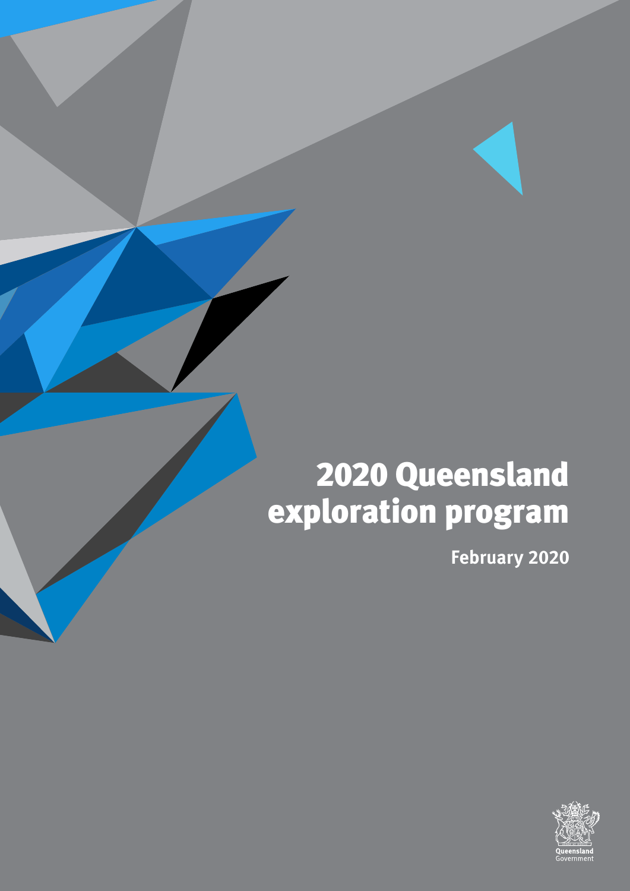# 2020 Queensland exploration program

**February 2020**

Queensland Government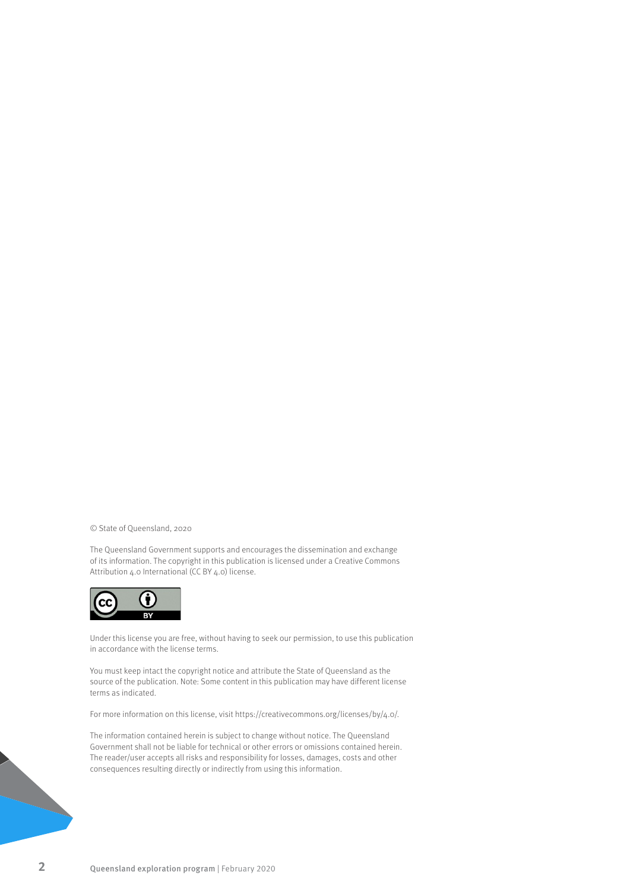© State of Queensland, 2020

The Queensland Government supports and encourages the dissemination and exchange of its information. The copyright in this publication is licensed under a Creative Commons Attribution 4.0 International (CC BY 4.0) license.

Under this license you are free, without having to seek our permission, to use this publication in accordance with the license terms.

You must keep intact the copyright notice and attribute the State of Queensland as the source of the publication. Note: Some content in this publication may have different license terms as indicated.

For more information on this license, visit https://creativecommons.org/licenses/by/4.0/.

The information contained herein is subject to change without notice. The Queensland Government shall not be liable for technical or other errors or omissions contained herein. The reader/user accepts all risks and responsibility for losses, damages, costs and other consequences resulting directly or indirectly from using this information.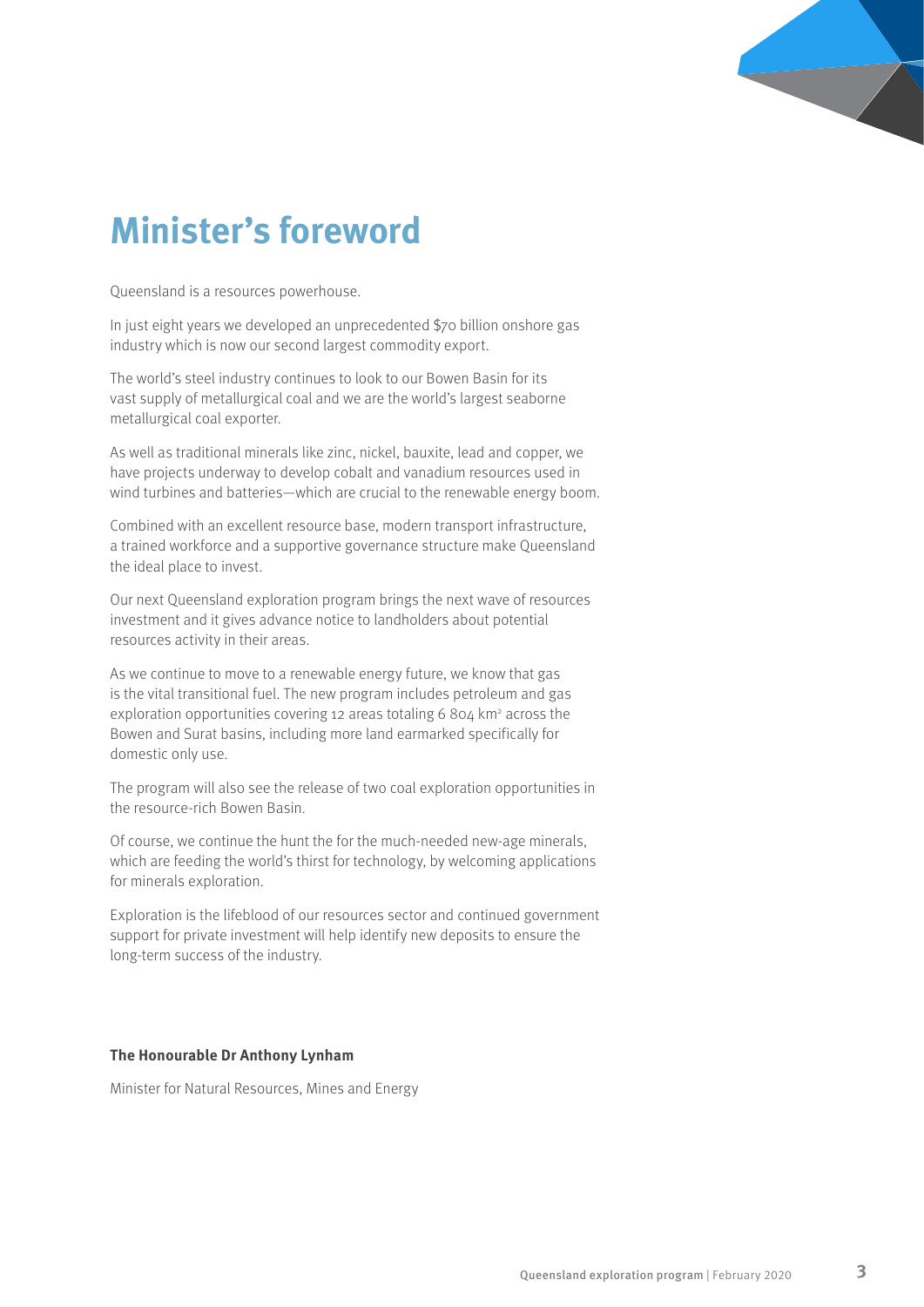# Minister's foreword

Queensland is a resources powerhouse.

In just eight years we developed an unprecedented $70 billion onshore gas industry which is now our second largest commodity export.

The world's steel industry continues to look to our Bowen Basin for its vast supply of metallurgical coal and we are the world's largest seaborne metallurgical coal exporter.

As well as traditional minerals like zinc, nickel, bauxite, lead and copper, we have projects underway to develop cobalt and vanadium resources used in wind turbines and batteries—which are crucial to the renewable energy boom.

Combined with an excellent resource base, modern transport infrastructure, a trained workforce and a supportive governance structure make Queensland the ideal place to invest.

Our next Queensland exploration program brings the next wave of resources investment and it gives advance notice to landholders about potential resources activity in their areas.

As we continue to move to a renewable energy future, we know that gas is the vital transitional fuel. The new program includes petroleum and gas exploration opportunities covering 12 areas totaling 6 804 $km^2$ across the Bowen and Surat basins, including more land earmarked specifically for domestic only use.

The program will also see the release of two coal exploration opportunities in the resource-rich Bowen Basin.

Of course, we continue the hunt the for the much-needed new-age minerals, which are feeding the world's thirst for technology, by welcoming applications for minerals exploration.

Exploration is the lifeblood of our resources sector and continued government support for private investment will help identify new deposits to ensure the long-term success of the industry.

**The Honourable Dr Anthony Lynham**

Minister for Natural Resources, Mines and Energy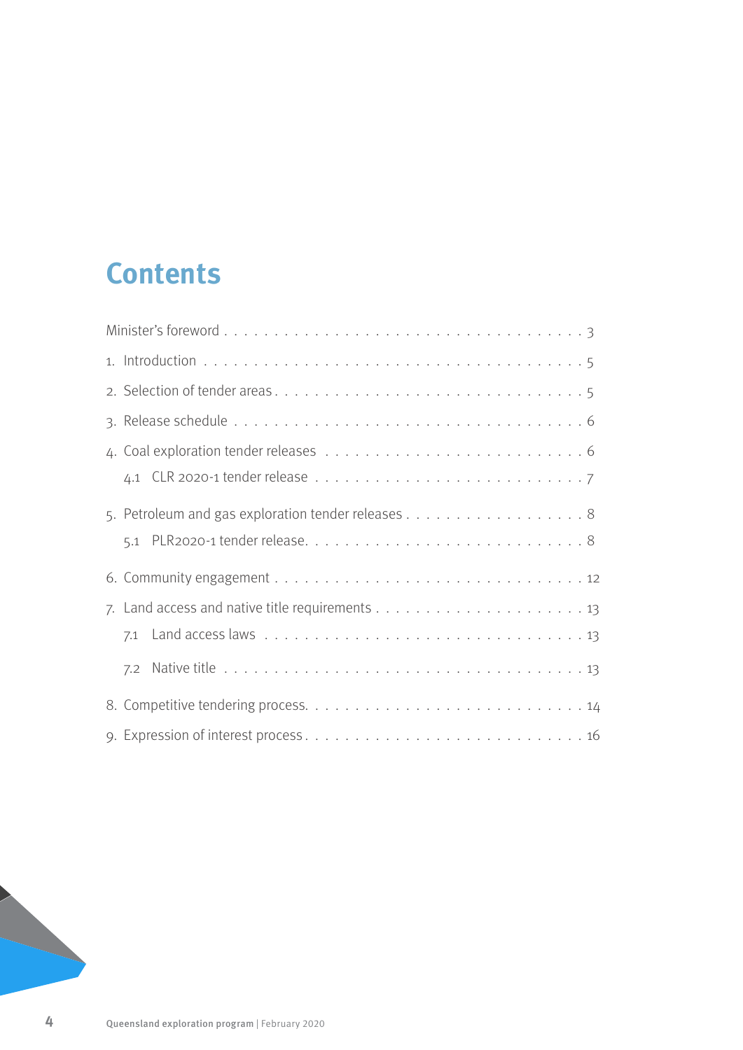# Contents

Minister's foreword . . . . . . . . . . . . . . . . . . . . . . . . . . . . . . . . . . . . . 3

1. Introduction . . . . . . . . . . . . . . . . . . . . . . . . . . . . . . . . . . . . . 5

2. Selection of tender areas . . . . . . . . . . . . . . . . . . . . . . . . . . . . . . 5

3. Release schedule . . . . . . . . . . . . . . . . . . . . . . . . . . . . . . . . . . 6

4. Coal exploration tender releases . . . . . . . . . . . . . . . . . . . . . . . . . 6

    4.1 CLR 2020-1 tender release . . . . . . . . . . . . . . . . . . . . . . . . . 7

5. Petroleum and gas exploration tender releases . . . . . . . . . . . . . . . . . 8

    5.1 PLR2020-1 tender release . . . . . . . . . . . . . . . . . . . . . . . . . . 8

6. Community engagement . . . . . . . . . . . . . . . . . . . . . . . . . . . . . . 12

7. Land access and native title requirements . . . . . . . . . . . . . . . . . . . 13

    7.1 Land access laws . . . . . . . . . . . . . . . . . . . . . . . . . . . . . . . 13

    7.2 Native title . . . . . . . . . . . . . . . . . . . . . . . . . . . . . . . . . . 13

8. Competitive tendering process . . . . . . . . . . . . . . . . . . . . . . . . . . 14

9. Expression of interest process . . . . . . . . . . . . . . . . . . . . . . . . . . 16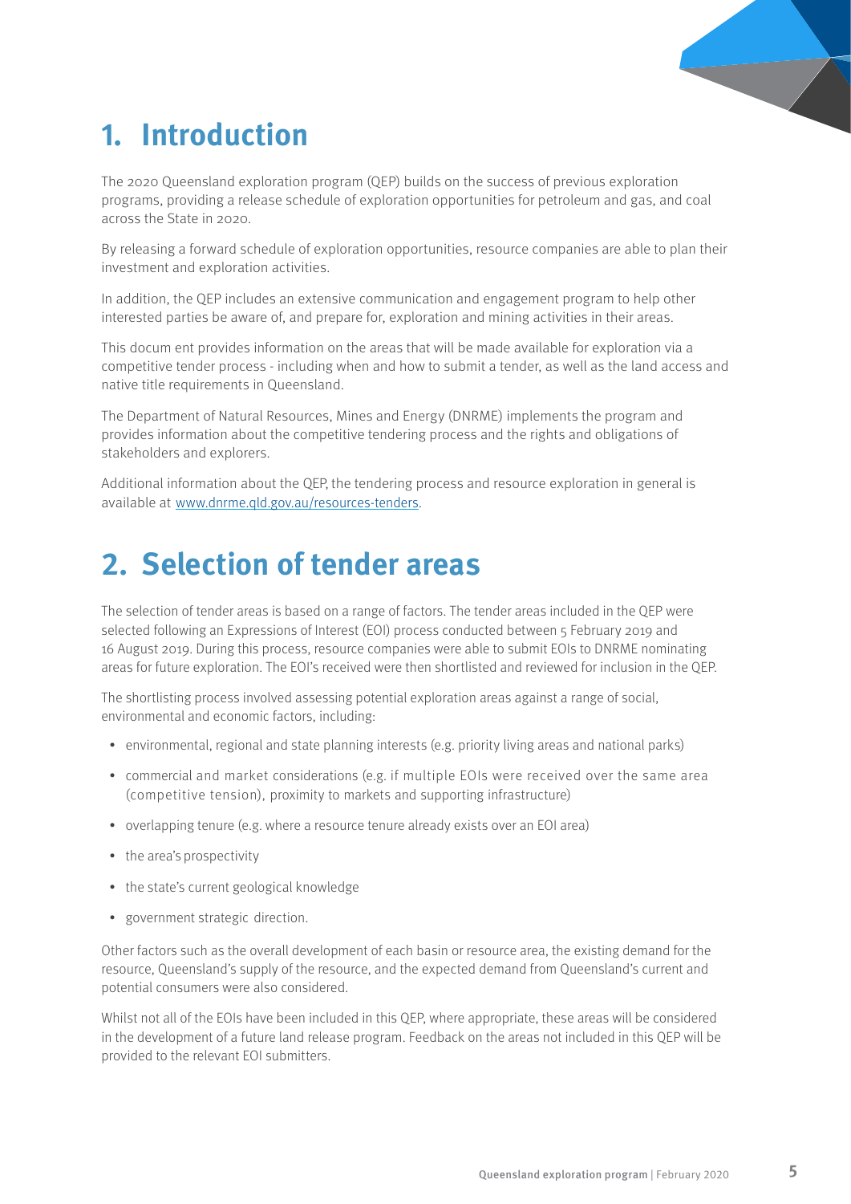# 1. Introduction

The 2020 Queensland exploration program (QEP) builds on the success of previous exploration programs, providing a release schedule of exploration opportunities for petroleum and gas, and coal across the State in 2020.

By releasing a forward schedule of exploration opportunities, resource companies are able to plan their investment and exploration activities.

In addition, the QEP includes an extensive communication and engagement program to help other interested parties be aware of, and prepare for, exploration and mining activities in their areas.

This docum ent provides information on the areas that will be made available for exploration via a competitive tender process - including when and how to submit a tender, as well as the land access and native title requirements in Queensland.

The Department of Natural Resources, Mines and Energy (DNRME) implements the program and provides information about the competitive tendering process and the rights and obligations of stakeholders and explorers.

Additional information about the QEP, the tendering process and resource exploration in general is available at www.dnrme.qld.gov.au/resources-tenders.

# 2. Selection of tender areas

The selection of tender areas is based on a range of factors. The tender areas included in the QEP were selected following an Expressions of Interest (EOI) process conducted between 5 February 2019 and 16 August 2019. During this process, resource companies were able to submit EOIs to DNRME nominating areas for future exploration. The EOI's received were then shortlisted and reviewed for inclusion in the QEP.

The shortlisting process involved assessing potential exploration areas against a range of social, environmental and economic factors, including:

- environmental, regional and state planning interests (e.g. priority living areas and national parks)
- commercial and market considerations (e.g. if multiple EOIs were received over the same area (competitive tension), proximity to markets and supporting infrastructure)
- overlapping tenure (e.g. where a resource tenure already exists over an EOI area)
- the area's prospectivity
- the state's current geological knowledge
- government strategic direction.

Other factors such as the overall development of each basin or resource area, the existing demand for the resource, Queensland's supply of the resource, and the expected demand from Queensland's current and potential consumers were also considered.

Whilst not all of the EOIs have been included in this QEP, where appropriate, these areas will be considered in the development of a future land release program. Feedback on the areas not included in this QEP will be provided to the relevant EOI submitters.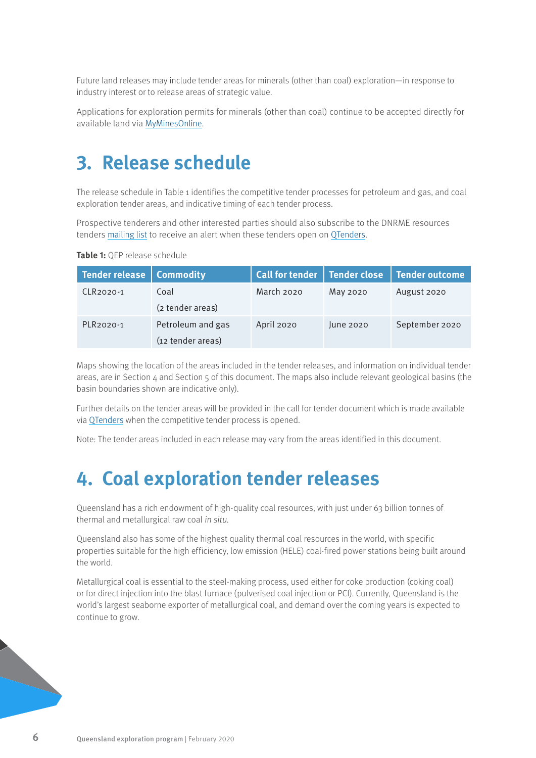Future land releases may include tender areas for minerals (other than coal) exploration—in response to industry interest or to release areas of strategic value.

Applications for exploration permits for minerals (other than coal) continue to be accepted directly for available land via MyMinesOnline.

# 3. Release schedule

The release schedule in Table 1 identifies the competitive tender processes for petroleum and gas, and coal exploration tender areas, and indicative timing of each tender process.

Prospective tenderers and other interested parties should also subscribe to the DNRME resources tenders mailing list to receive an alert when these tenders open on QTenders.

**Table 1:** QEP release schedule

| Tender release | Commodity | Call for tender | Tender close | Tender outcome |
|---|---|---|---|---|
| CLR2020-1 | Coal<br>(2 tender areas) | March 2020 | May 2020 | August 2020 |
| PLR2020-1 | Petroleum and gas<br>(12 tender areas) | April 2020 | June 2020 | September 2020 |

Maps showing the location of the areas included in the tender releases, and information on individual tender areas, are in Section 4 and Section 5 of this document. The maps also include relevant geological basins (the basin boundaries shown are indicative only).

Further details on the tender areas will be provided in the call for tender document which is made available via QTenders when the competitive tender process is opened.

Note: The tender areas included in each release may vary from the areas identified in this document.

# 4. Coal exploration tender releases

Queensland has a rich endowment of high-quality coal resources, with just under 63 billion tonnes of thermal and metallurgical raw coal *in situ*.

Queensland also has some of the highest quality thermal coal resources in the world, with specific properties suitable for the high efficiency, low emission (HELE) coal-fired power stations being built around the world.

Metallurgical coal is essential to the steel-making process, used either for coke production (coking coal) or for direct injection into the blast furnace (pulverised coal injection or PCI). Currently, Queensland is the world's largest seaborne exporter of metallurgical coal, and demand over the coming years is expected to continue to grow.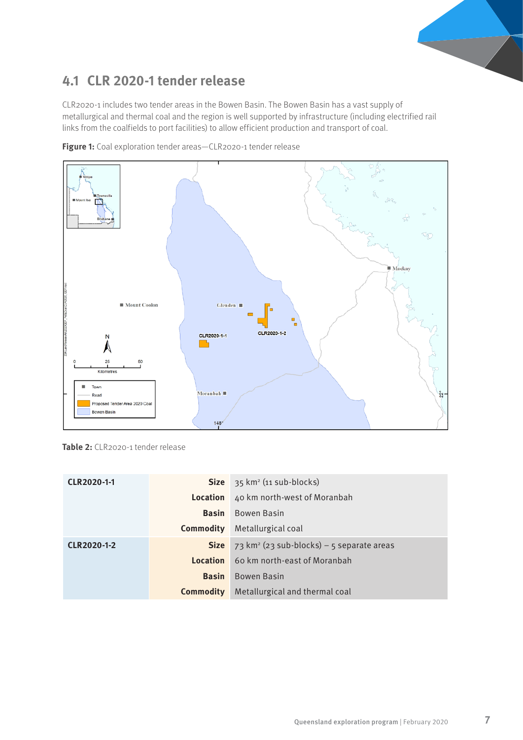## 4.1 CLR 2020-1 tender release

CLR2020-1 includes two tender areas in the Bowen Basin. The Bowen Basin has a vast supply of metallurgical and thermal coal and the region is well supported by infrastructure (including electrified rail links from the coalfields to port facilities) to allow efficient production and transport of coal.

**Figure 1:** Coal exploration tender areas—CLR2020-1 tender release

**Table 2:** CLR2020-1 tender release

| | | |
|---|---|---|
| **CLR2020-1-1** | **Size** | 35 km² (11 sub-blocks) |
| | **Location** | 40 km north-west of Moranbah |
| | **Basin** | Bowen Basin |
| | **Commodity** | Metallurgical coal |
| **CLR2020-1-2** | **Size** | 73 km² (23 sub-blocks) – 5 separate areas |
| | **Location** | 60 km north-east of Moranbah |
| | **Basin** | Bowen Basin |
| | **Commodity** | Metallurgical and thermal coal |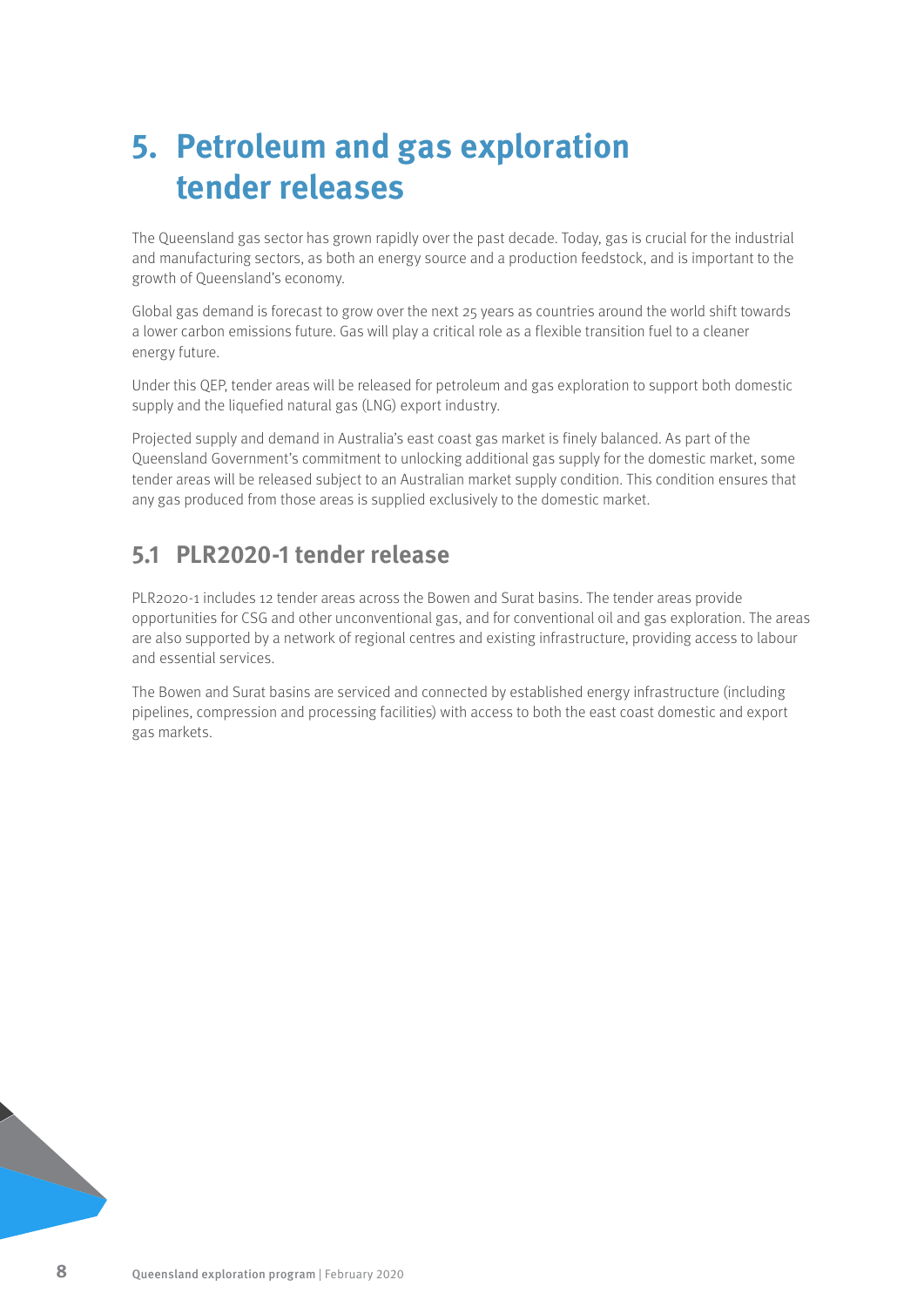# 5. Petroleum and gas exploration tender releases

The Queensland gas sector has grown rapidly over the past decade. Today, gas is crucial for the industrial and manufacturing sectors, as both an energy source and a production feedstock, and is important to the growth of Queensland's economy.

Global gas demand is forecast to grow over the next 25 years as countries around the world shift towards a lower carbon emissions future. Gas will play a critical role as a flexible transition fuel to a cleaner energy future.

Under this QEP, tender areas will be released for petroleum and gas exploration to support both domestic supply and the liquefied natural gas (LNG) export industry.

Projected supply and demand in Australia's east coast gas market is finely balanced. As part of the Queensland Government's commitment to unlocking additional gas supply for the domestic market, some tender areas will be released subject to an Australian market supply condition. This condition ensures that any gas produced from those areas is supplied exclusively to the domestic market.

## 5.1 PLR2020-1 tender release

PLR2020-1 includes 12 tender areas across the Bowen and Surat basins. The tender areas provide opportunities for CSG and other unconventional gas, and for conventional oil and gas exploration. The areas are also supported by a network of regional centres and existing infrastructure, providing access to labour and essential services.

The Bowen and Surat basins are serviced and connected by established energy infrastructure (including pipelines, compression and processing facilities) with access to both the east coast domestic and export gas markets.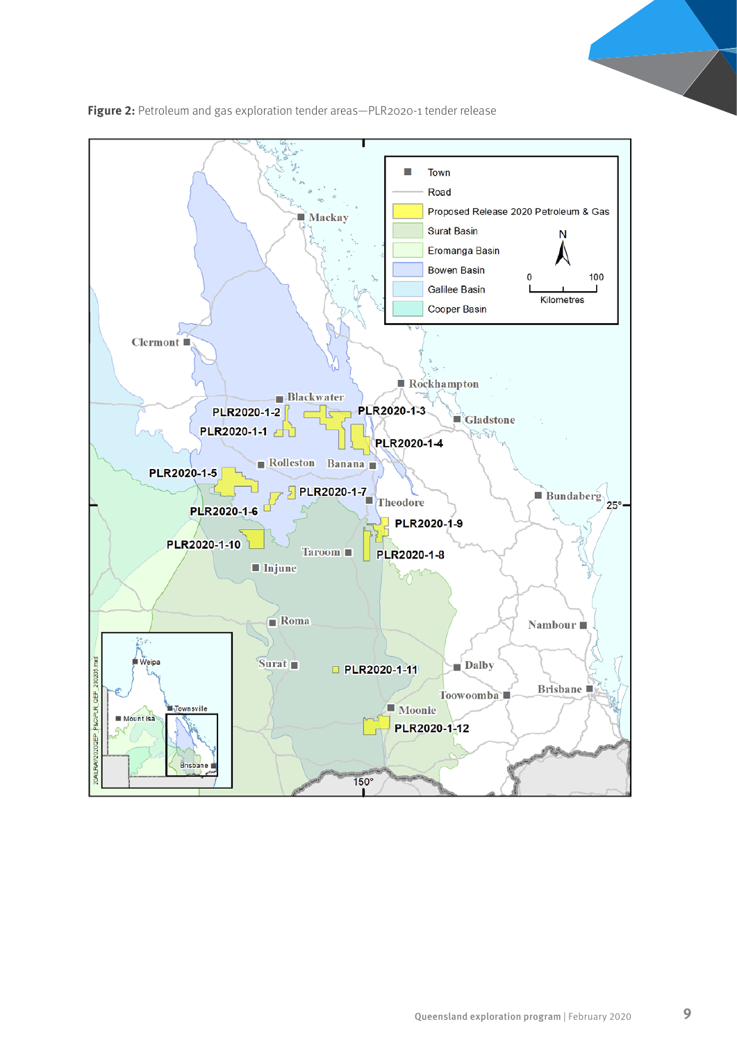**Figure 2:** Petroleum and gas exploration tender areas—PLR2020-1 tender release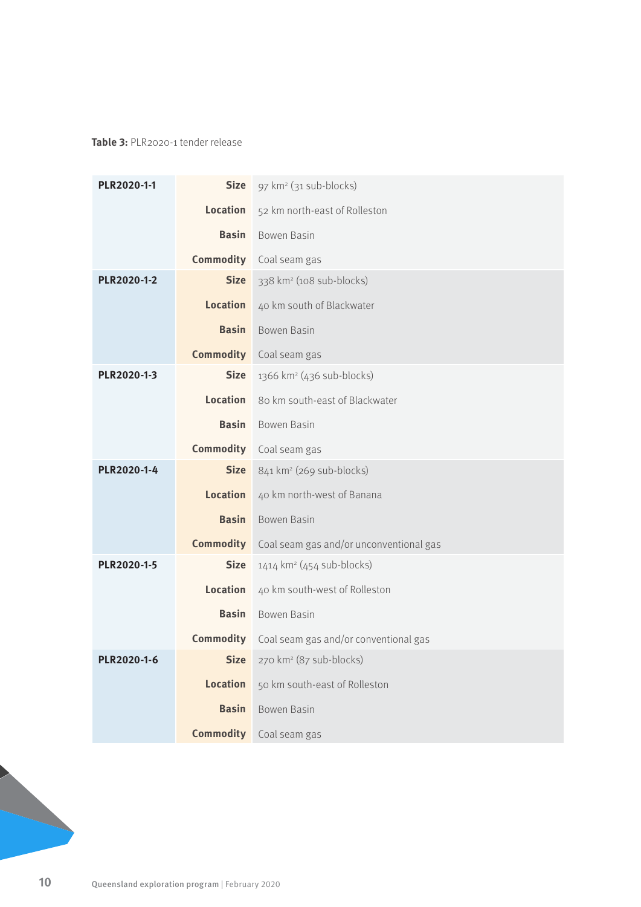**Table 3:** PLR2020-1 tender release

| | | |
|---|---|---|
| **PLR2020-1-1** | **Size** | 97 km² (31 sub-blocks) |
| | **Location** | 52 km north-east of Rolleston |
| | **Basin** | Bowen Basin |
| | **Commodity** | Coal seam gas |
| **PLR2020-1-2** | **Size** | 338 km² (108 sub-blocks) |
| | **Location** | 40 km south of Blackwater |
| | **Basin** | Bowen Basin |
| | **Commodity** | Coal seam gas |
| **PLR2020-1-3** | **Size** | 1366 km² (436 sub-blocks) |
| | **Location** | 80 km south-east of Blackwater |
| | **Basin** | Bowen Basin |
| | **Commodity** | Coal seam gas |
| **PLR2020-1-4** | **Size** | 841 km² (269 sub-blocks) |
| | **Location** | 40 km north-west of Banana |
| | **Basin** | Bowen Basin |
| | **Commodity** | Coal seam gas and/or unconventional gas |
| **PLR2020-1-5** | **Size** | 1414 km² (454 sub-blocks) |
| | **Location** | 40 km south-west of Rolleston |
| | **Basin** | Bowen Basin |
| | **Commodity** | Coal seam gas and/or conventional gas |
| **PLR2020-1-6** | **Size** | 270 km² (87 sub-blocks) |
| | **Location** | 50 km south-east of Rolleston |
| | **Basin** | Bowen Basin |
| | **Commodity** | Coal seam gas |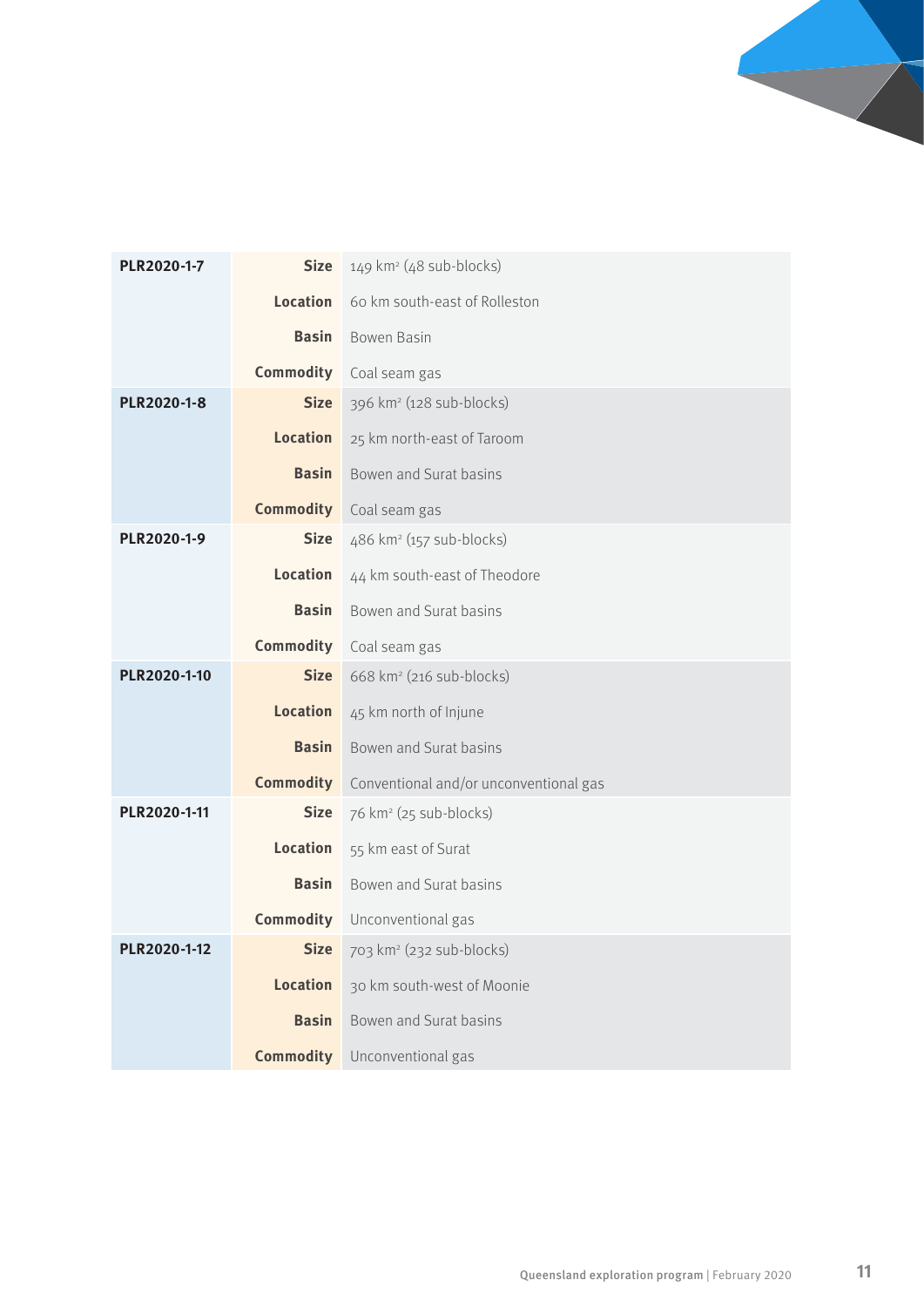| | | |
|---|---|---|
| **PLR2020-1-7** | **Size** | 149 km² (48 sub-blocks) |
| | **Location** | 60 km south-east of Rolleston |
| | **Basin** | Bowen Basin |
| | **Commodity** | Coal seam gas |
| **PLR2020-1-8** | **Size** | 396 km² (128 sub-blocks) |
| | **Location** | 25 km north-east of Taroom |
| | **Basin** | Bowen and Surat basins |
| | **Commodity** | Coal seam gas |
| **PLR2020-1-9** | **Size** | 486 km² (157 sub-blocks) |
| | **Location** | 44 km south-east of Theodore |
| | **Basin** | Bowen and Surat basins |
| | **Commodity** | Coal seam gas |
| **PLR2020-1-10** | **Size** | 668 km² (216 sub-blocks) |
| | **Location** | 45 km north of Injune |
| | **Basin** | Bowen and Surat basins |
| | **Commodity** | Conventional and/or unconventional gas |
| **PLR2020-1-11** | **Size** | 76 km² (25 sub-blocks) |
| | **Location** | 55 km east of Surat |
| | **Basin** | Bowen and Surat basins |
| | **Commodity** | Unconventional gas |
| **PLR2020-1-12** | **Size** | 703 km² (232 sub-blocks) |
| | **Location** | 30 km south-west of Moonie |
| | **Basin** | Bowen and Surat basins |
| | **Commodity** | Unconventional gas |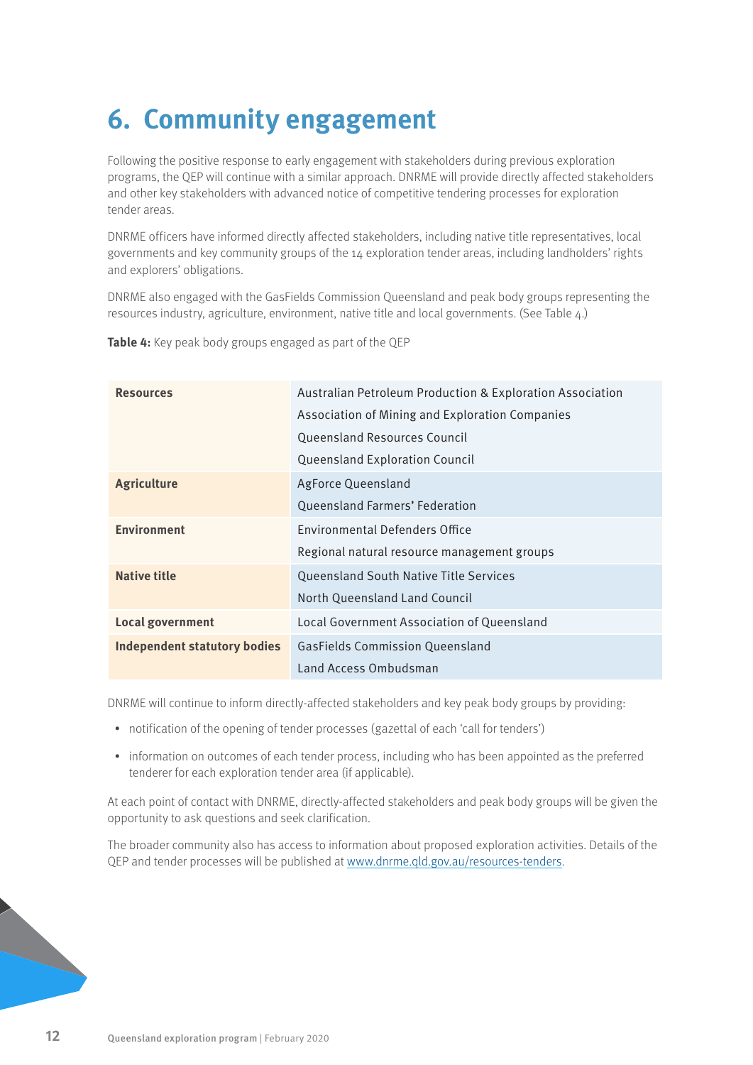# 6. Community engagement

Following the positive response to early engagement with stakeholders during previous exploration programs, the QEP will continue with a similar approach. DNRME will provide directly affected stakeholders and other key stakeholders with advanced notice of competitive tendering processes for exploration tender areas.

DNRME officers have informed directly affected stakeholders, including native title representatives, local governments and key community groups of the 14 exploration tender areas, including landholders' rights and explorers' obligations.

DNRME also engaged with the GasFields Commission Queensland and peak body groups representing the resources industry, agriculture, environment, native title and local governments. (See Table 4.)

**Table 4:** Key peak body groups engaged as part of the QEP

| | |
|---|---|
| **Resources** | Australian Petroleum Production & Exploration Association<br>Association of Mining and Exploration Companies<br>Queensland Resources Council<br>Queensland Exploration Council |
| **Agriculture** | AgForce Queensland<br>Queensland Farmers' Federation |
| **Environment** | Environmental Defenders Office<br>Regional natural resource management groups |
| **Native title** | Queensland South Native Title Services<br>North Queensland Land Council |
| **Local government** | Local Government Association of Queensland |
| **Independent statutory bodies** | GasFields Commission Queensland<br>Land Access Ombudsman |

DNRME will continue to inform directly-affected stakeholders and key peak body groups by providing:

- notification of the opening of tender processes (gazettal of each 'call for tenders')
- information on outcomes of each tender process, including who has been appointed as the preferred tenderer for each exploration tender area (if applicable).

At each point of contact with DNRME, directly-affected stakeholders and peak body groups will be given the opportunity to ask questions and seek clarification.

The broader community also has access to information about proposed exploration activities. Details of the QEP and tender processes will be published at www.dnrme.qld.gov.au/resources-tenders.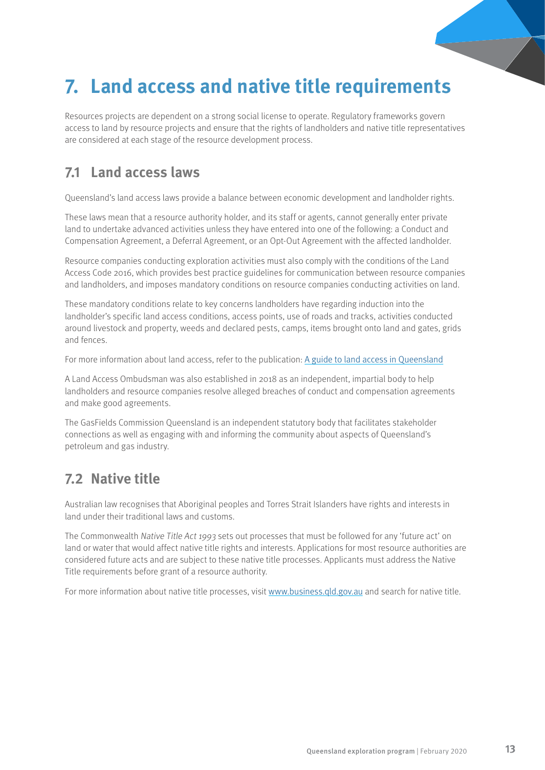# 7. Land access and native title requirements

Resources projects are dependent on a strong social license to operate. Regulatory frameworks govern access to land by resource projects and ensure that the rights of landholders and native title representatives are considered at each stage of the resource development process.

## 7.1 Land access laws

Queensland's land access laws provide a balance between economic development and landholder rights.

These laws mean that a resource authority holder, and its staff or agents, cannot generally enter private land to undertake advanced activities unless they have entered into one of the following: a Conduct and Compensation Agreement, a Deferral Agreement, or an Opt-Out Agreement with the affected landholder.

Resource companies conducting exploration activities must also comply with the conditions of the Land Access Code 2016, which provides best practice guidelines for communication between resource companies and landholders, and imposes mandatory conditions on resource companies conducting activities on land.

These mandatory conditions relate to key concerns landholders have regarding induction into the landholder's specific land access conditions, access points, use of roads and tracks, activities conducted around livestock and property, weeds and declared pests, camps, items brought onto land and gates, grids and fences.

For more information about land access, refer to the publication: A guide to land access in Queensland

A Land Access Ombudsman was also established in 2018 as an independent, impartial body to help landholders and resource companies resolve alleged breaches of conduct and compensation agreements and make good agreements.

The GasFields Commission Queensland is an independent statutory body that facilitates stakeholder connections as well as engaging with and informing the community about aspects of Queensland's petroleum and gas industry.

## 7.2 Native title

Australian law recognises that Aboriginal peoples and Torres Strait Islanders have rights and interests in land under their traditional laws and customs.

The Commonwealth *Native Title Act 1993* sets out processes that must be followed for any 'future act' on land or water that would affect native title rights and interests. Applications for most resource authorities are considered future acts and are subject to these native title processes. Applicants must address the Native Title requirements before grant of a resource authority.

For more information about native title processes, visit www.business.qld.gov.au and search for native title.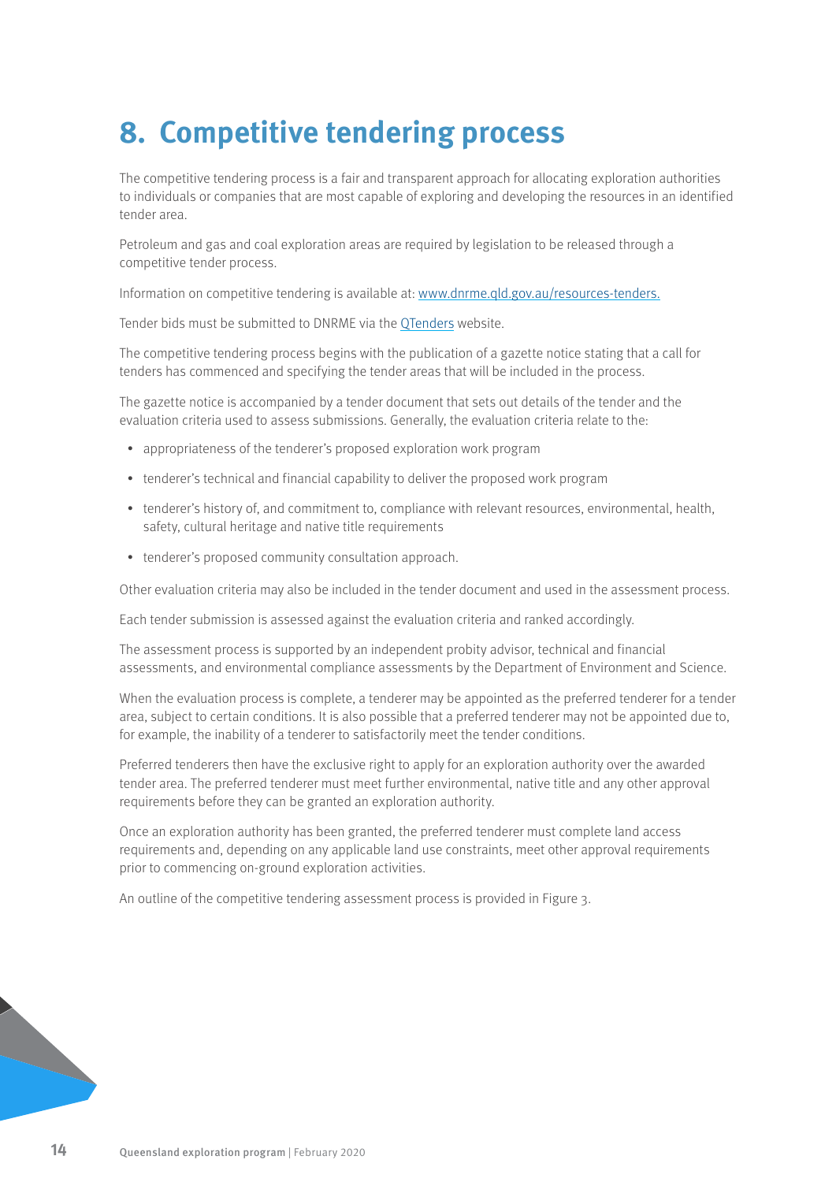# 8. Competitive tendering process

The competitive tendering process is a fair and transparent approach for allocating exploration authorities to individuals or companies that are most capable of exploring and developing the resources in an identified tender area.

Petroleum and gas and coal exploration areas are required by legislation to be released through a competitive tender process.

Information on competitive tendering is available at: [www.dnrme.qld.gov.au/resources-tenders.](www.dnrme.qld.gov.au/resources-tenders)

Tender bids must be submitted to DNRME via the QTenders website.

The competitive tendering process begins with the publication of a gazette notice stating that a call for tenders has commenced and specifying the tender areas that will be included in the process.

The gazette notice is accompanied by a tender document that sets out details of the tender and the evaluation criteria used to assess submissions. Generally, the evaluation criteria relate to the:

- appropriateness of the tenderer's proposed exploration work program
- tenderer's technical and financial capability to deliver the proposed work program
- tenderer's history of, and commitment to, compliance with relevant resources, environmental, health, safety, cultural heritage and native title requirements
- tenderer's proposed community consultation approach.

Other evaluation criteria may also be included in the tender document and used in the assessment process.

Each tender submission is assessed against the evaluation criteria and ranked accordingly.

The assessment process is supported by an independent probity advisor, technical and financial assessments, and environmental compliance assessments by the Department of Environment and Science.

When the evaluation process is complete, a tenderer may be appointed as the preferred tenderer for a tender area, subject to certain conditions. It is also possible that a preferred tenderer may not be appointed due to, for example, the inability of a tenderer to satisfactorily meet the tender conditions.

Preferred tenderers then have the exclusive right to apply for an exploration authority over the awarded tender area. The preferred tenderer must meet further environmental, native title and any other approval requirements before they can be granted an exploration authority.

Once an exploration authority has been granted, the preferred tenderer must complete land access requirements and, depending on any applicable land use constraints, meet other approval requirements prior to commencing on-ground exploration activities.

An outline of the competitive tendering assessment process is provided in Figure 3.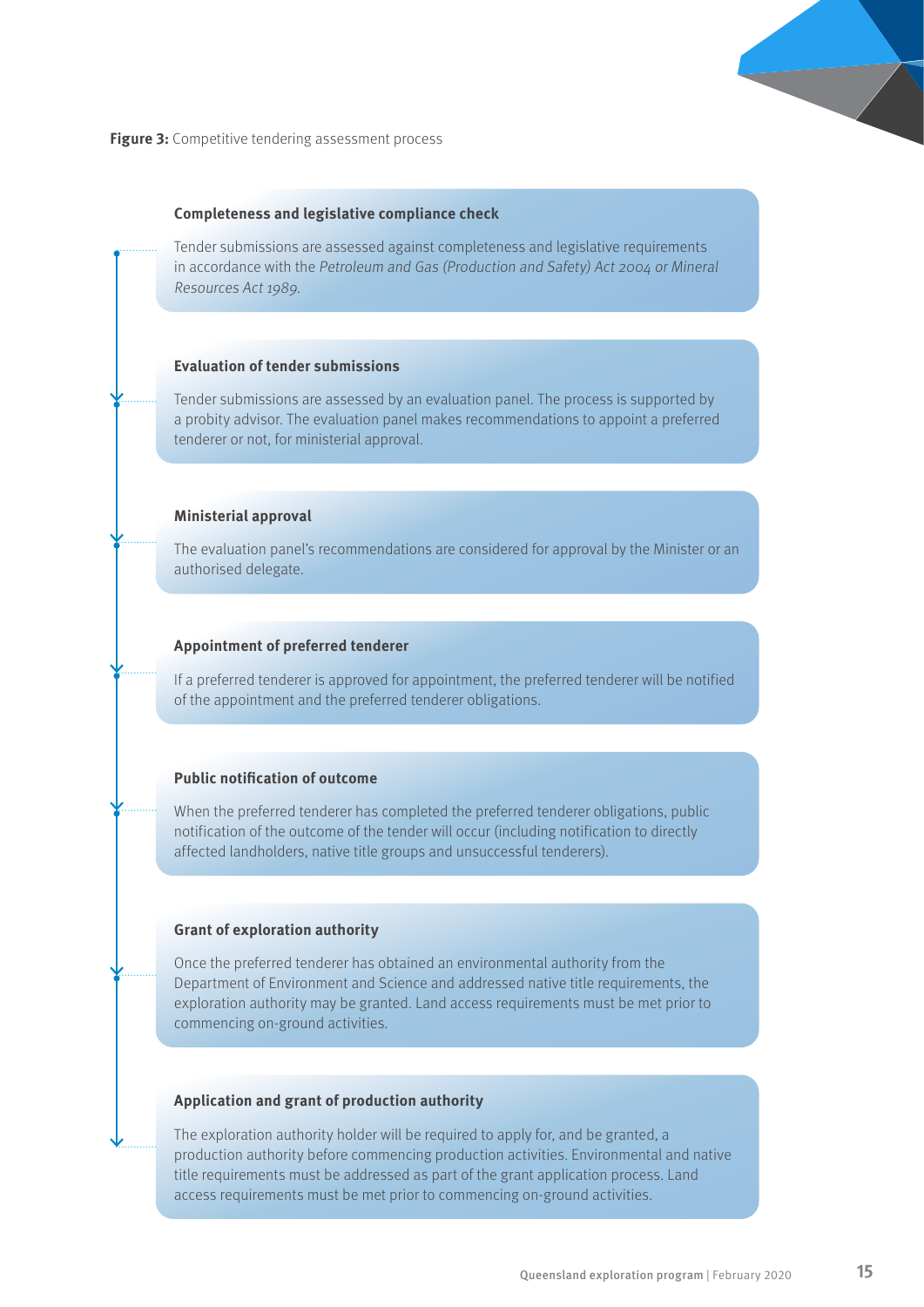**Figure 3:** Competitive tendering assessment process

**Completeness and legislative compliance check**

Tender submissions are assessed against completeness and legislative requirements in accordance with the *Petroleum and Gas (Production and Safety) Act 2004 or Mineral Resources Act 1989.*

**Evaluation of tender submissions**

Tender submissions are assessed by an evaluation panel. The process is supported by a probity advisor. The evaluation panel makes recommendations to appoint a preferred tenderer or not, for ministerial approval.

**Ministerial approval**

The evaluation panel's recommendations are considered for approval by the Minister or an authorised delegate.

**Appointment of preferred tenderer**

If a preferred tenderer is approved for appointment, the preferred tenderer will be notified of the appointment and the preferred tenderer obligations.

**Public notification of outcome**

When the preferred tenderer has completed the preferred tenderer obligations, public notification of the outcome of the tender will occur (including notification to directly affected landholders, native title groups and unsuccessful tenderers).

**Grant of exploration authority**

Once the preferred tenderer has obtained an environmental authority from the Department of Environment and Science and addressed native title requirements, the exploration authority may be granted. Land access requirements must be met prior to commencing on-ground activities.

**Application and grant of production authority**

The exploration authority holder will be required to apply for, and be granted, a production authority before commencing production activities. Environmental and native title requirements must be addressed as part of the grant application process. Land access requirements must be met prior to commencing on-ground activities.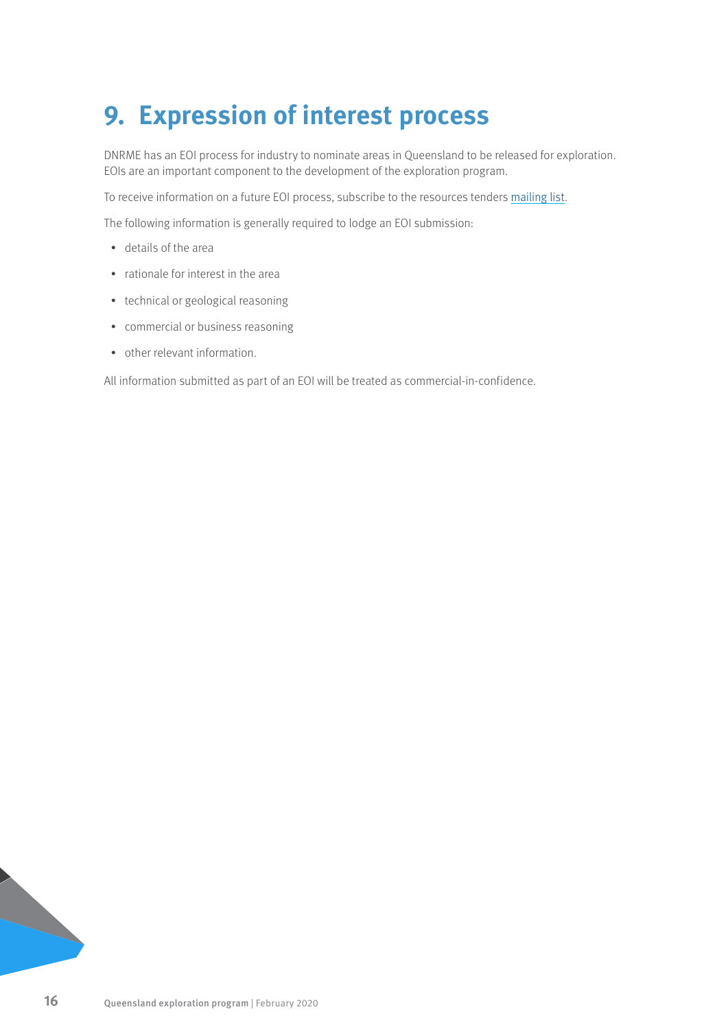# 9. Expression of interest process

DNRME has an EOI process for industry to nominate areas in Queensland to be released for exploration. EOIs are an important component to the development of the exploration program.

To receive information on a future EOI process, subscribe to the resources tenders mailing list.

The following information is generally required to lodge an EOI submission:

- details of the area
- rationale for interest in the area
- technical or geological reasoning
- commercial or business reasoning
- other relevant information.

All information submitted as part of an EOI will be treated as commercial-in-confidence.